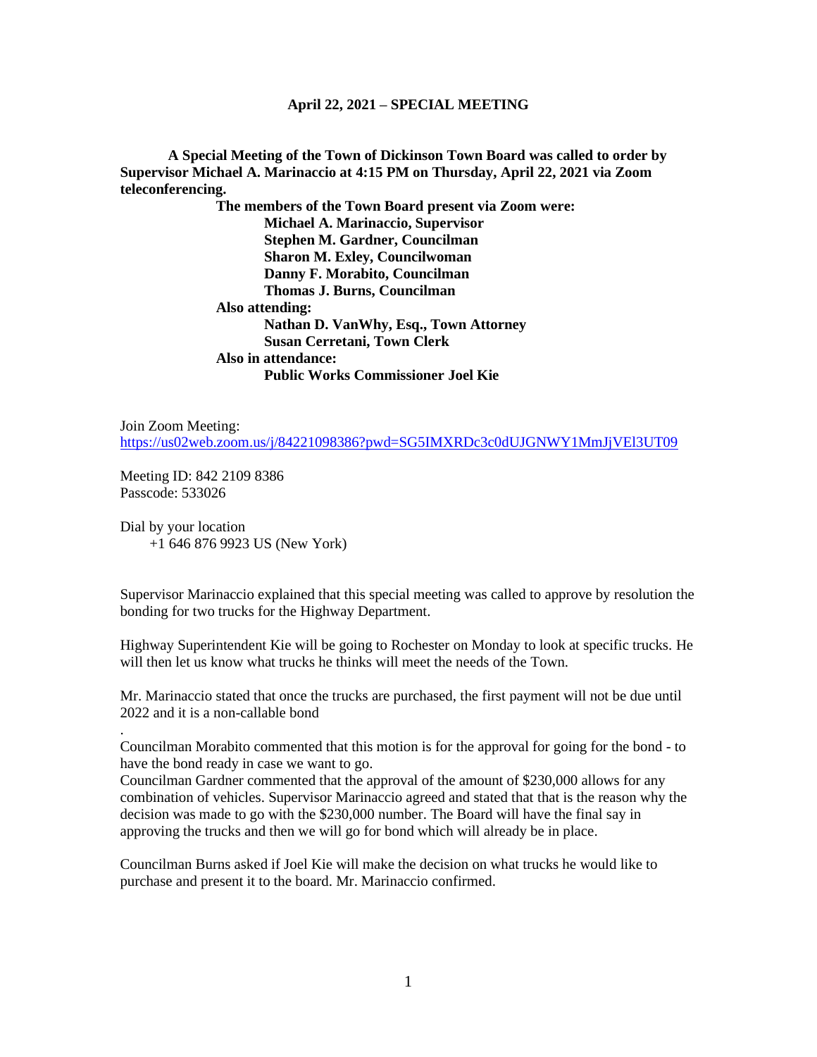# April 22, 2021 – SPECIAL MEETING

**A Special Meeting of the Town of Dickinson Town Board was called to order by Supervisor Michael A. Marinaccio at 4:15 PM on Thursday, April 22, 2021 via Zoom teleconferencing.**

**The members of the Town Board present via Zoom were:**
**Michael A. Marinaccio, Supervisor**
**Stephen M. Gardner, Councilman**
**Sharon M. Exley, Councilwoman**
**Danny F. Morabito, Councilman**
**Thomas J. Burns, Councilman**

**Also attending:**
**Nathan D. VanWhy, Esq., Town Attorney**
**Susan Cerretani, Town Clerk**

**Also in attendance:**
**Public Works Commissioner Joel Kie**

Join Zoom Meeting:
https://us02web.zoom.us/j/84221098386?pwd=SG5IMXRDc3c0dUJGNWY1MmJjVEl3UT09

Meeting ID: 842 2109 8386
Passcode: 533026

Dial by your location
+1 646 876 9923 US (New York)

Supervisor Marinaccio explained that this special meeting was called to approve by resolution the bonding for two trucks for the Highway Department.

Highway Superintendent Kie will be going to Rochester on Monday to look at specific trucks. He will then let us know what trucks he thinks will meet the needs of the Town.

Mr. Marinaccio stated that once the trucks are purchased, the first payment will not be due until 2022 and it is a non-callable bond

.

Councilman Morabito commented that this motion is for the approval for going for the bond - to have the bond ready in case we want to go.

Councilman Gardner commented that the approval of the amount of $230,000 allows for any combination of vehicles. Supervisor Marinaccio agreed and stated that that is the reason why the decision was made to go with the $230,000 number. The Board will have the final say in approving the trucks and then we will go for bond which will already be in place.

Councilman Burns asked if Joel Kie will make the decision on what trucks he would like to purchase and present it to the board. Mr. Marinaccio confirmed.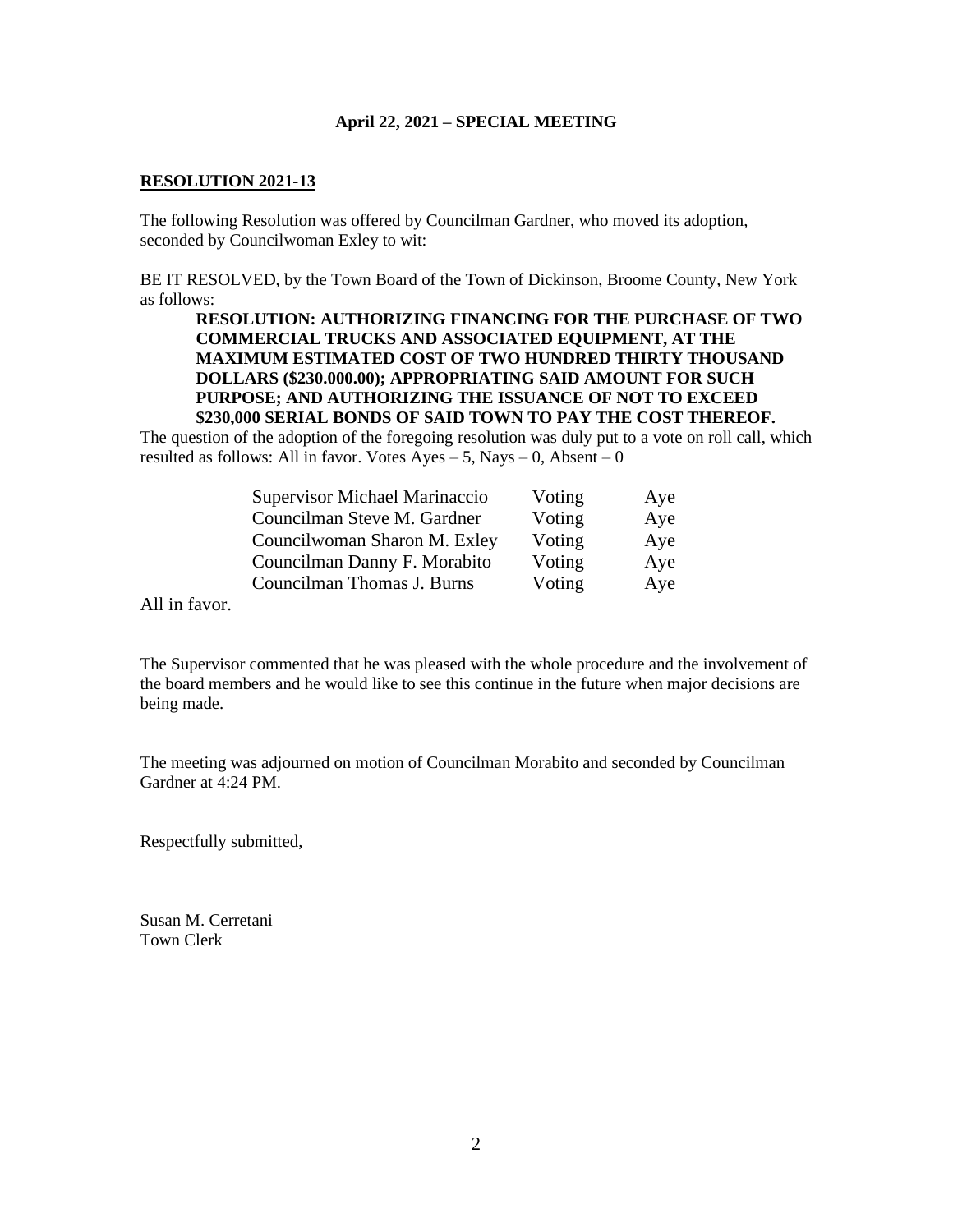**April 22, 2021 – SPECIAL MEETING**

**RESOLUTION 2021-13**

The following Resolution was offered by Councilman Gardner, who moved its adoption, seconded by Councilwoman Exley to wit:

BE IT RESOLVED, by the Town Board of the Town of Dickinson, Broome County, New York as follows:

**RESOLUTION: AUTHORIZING FINANCING FOR THE PURCHASE OF TWO COMMERCIAL TRUCKS AND ASSOCIATED EQUIPMENT, AT THE MAXIMUM ESTIMATED COST OF TWO HUNDRED THIRTY THOUSAND DOLLARS ($230.000.00); APPROPRIATING SAID AMOUNT FOR SUCH PURPOSE; AND AUTHORIZING THE ISSUANCE OF NOT TO EXCEED $230,000 SERIAL BONDS OF SAID TOWN TO PAY THE COST THEREOF.**

The question of the adoption of the foregoing resolution was duly put to a vote on roll call, which resulted as follows: All in favor. Votes Ayes – 5, Nays – 0, Absent – 0

| | | |
|---|---|---|
| Supervisor Michael Marinaccio | Voting | Aye |
| Councilman Steve M. Gardner | Voting | Aye |
| Councilwoman Sharon M. Exley | Voting | Aye |
| Councilman Danny F. Morabito | Voting | Aye |
| Councilman Thomas J. Burns | Voting | Aye |

All in favor.

The Supervisor commented that he was pleased with the whole procedure and the involvement of the board members and he would like to see this continue in the future when major decisions are being made.

The meeting was adjourned on motion of Councilman Morabito and seconded by Councilman Gardner at 4:24 PM.

Respectfully submitted,

Susan M. Cerretani
Town Clerk